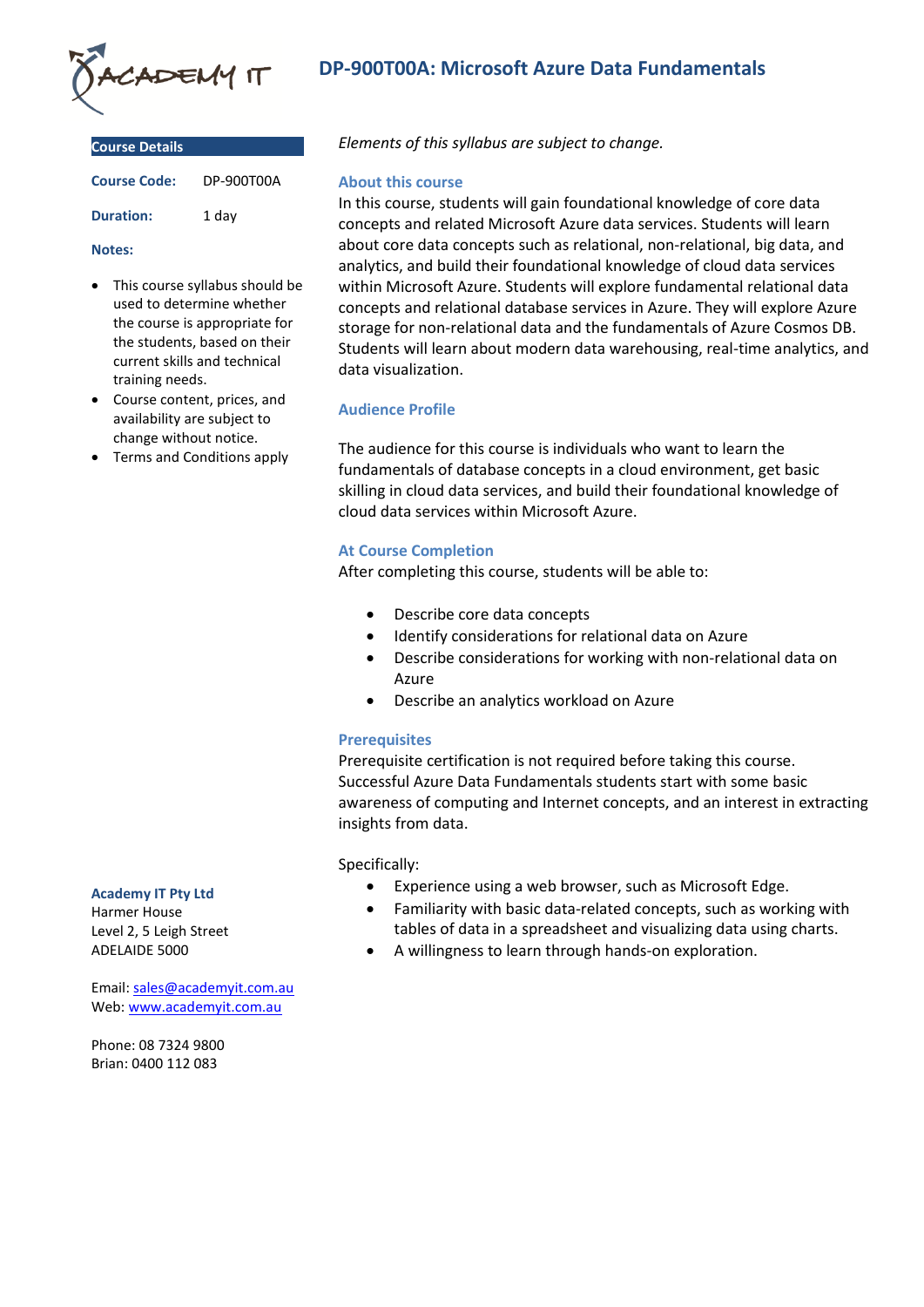# DP-900T00A: Microsoft Azure Data Fundamentals

## Course Details

**Course Code:** DP-900T00A

**Duration:** 1 day

**Notes:**

- This course syllabus should be used to determine whether the course is appropriate for the students, based on their current skills and technical training needs.
- Course content, prices, and availability are subject to change without notice.
- Terms and Conditions apply

*Elements of this syllabus are subject to change.*

### About this course

In this course, students will gain foundational knowledge of core data concepts and related Microsoft Azure data services. Students will learn about core data concepts such as relational, non-relational, big data, and analytics, and build their foundational knowledge of cloud data services within Microsoft Azure. Students will explore fundamental relational data concepts and relational database services in Azure. They will explore Azure storage for non-relational data and the fundamentals of Azure Cosmos DB. Students will learn about modern data warehousing, real-time analytics, and data visualization.

### Audience Profile

The audience for this course is individuals who want to learn the fundamentals of database concepts in a cloud environment, get basic skilling in cloud data services, and build their foundational knowledge of cloud data services within Microsoft Azure.

### At Course Completion

After completing this course, students will be able to:

- Describe core data concepts
- Identify considerations for relational data on Azure
- Describe considerations for working with non-relational data on Azure
- Describe an analytics workload on Azure

### Prerequisites

Prerequisite certification is not required before taking this course. Successful Azure Data Fundamentals students start with some basic awareness of computing and Internet concepts, and an interest in extracting insights from data.

Specifically:

- Experience using a web browser, such as Microsoft Edge.
- Familiarity with basic data-related concepts, such as working with tables of data in a spreadsheet and visualizing data using charts.
- A willingness to learn through hands-on exploration.

**Academy IT Pty Ltd**
Harmer House
Level 2, 5 Leigh Street
ADELAIDE 5000

Email: sales@academyit.com.au
Web: www.academyit.com.au

Phone: 08 7324 9800
Brian: 0400 112 083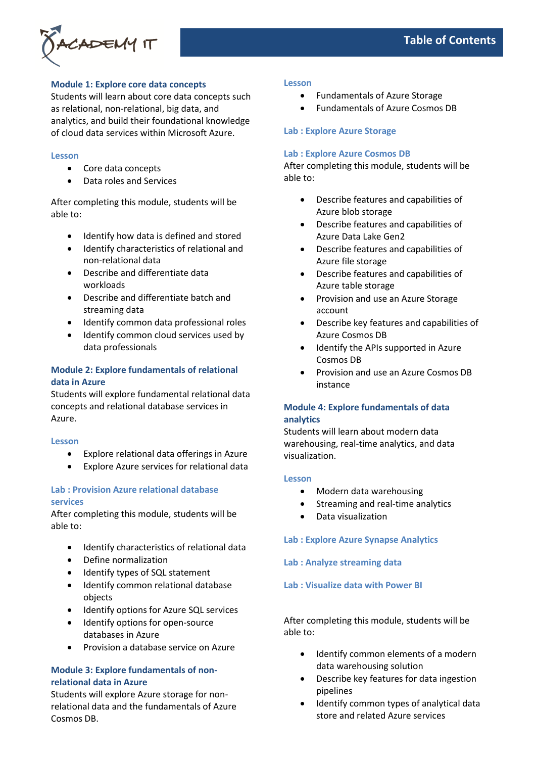## Table of Contents

### Module 1: Explore core data concepts

Students will learn about core data concepts such as relational, non-relational, big data, and analytics, and build their foundational knowledge of cloud data services within Microsoft Azure.

#### Lesson

- Core data concepts
- Data roles and Services

After completing this module, students will be able to:

- Identify how data is defined and stored
- Identify characteristics of relational and non-relational data
- Describe and differentiate data workloads
- Describe and differentiate batch and streaming data
- Identify common data professional roles
- Identify common cloud services used by data professionals

### Module 2: Explore fundamentals of relational data in Azure

Students will explore fundamental relational data concepts and relational database services in Azure.

#### Lesson

- Explore relational data offerings in Azure
- Explore Azure services for relational data

#### Lab : Provision Azure relational database services

After completing this module, students will be able to:

- Identify characteristics of relational data
- Define normalization
- Identify types of SQL statement
- Identify common relational database objects
- Identify options for Azure SQL services
- Identify options for open-source databases in Azure
- Provision a database service on Azure

### Module 3: Explore fundamentals of non-relational data in Azure

Students will explore Azure storage for non-relational data and the fundamentals of Azure Cosmos DB.

#### Lesson

- Fundamentals of Azure Storage
- Fundamentals of Azure Cosmos DB

#### Lab : Explore Azure Storage

#### Lab : Explore Azure Cosmos DB

After completing this module, students will be able to:

- Describe features and capabilities of Azure blob storage
- Describe features and capabilities of Azure Data Lake Gen2
- Describe features and capabilities of Azure file storage
- Describe features and capabilities of Azure table storage
- Provision and use an Azure Storage account
- Describe key features and capabilities of Azure Cosmos DB
- Identify the APIs supported in Azure Cosmos DB
- Provision and use an Azure Cosmos DB instance

### Module 4: Explore fundamentals of data analytics

Students will learn about modern data warehousing, real-time analytics, and data visualization.

#### Lesson

- Modern data warehousing
- Streaming and real-time analytics
- Data visualization

#### Lab : Explore Azure Synapse Analytics

#### Lab : Analyze streaming data

#### Lab : Visualize data with Power BI

After completing this module, students will be able to:

- Identify common elements of a modern data warehousing solution
- Describe key features for data ingestion pipelines
- Identify common types of analytical data store and related Azure services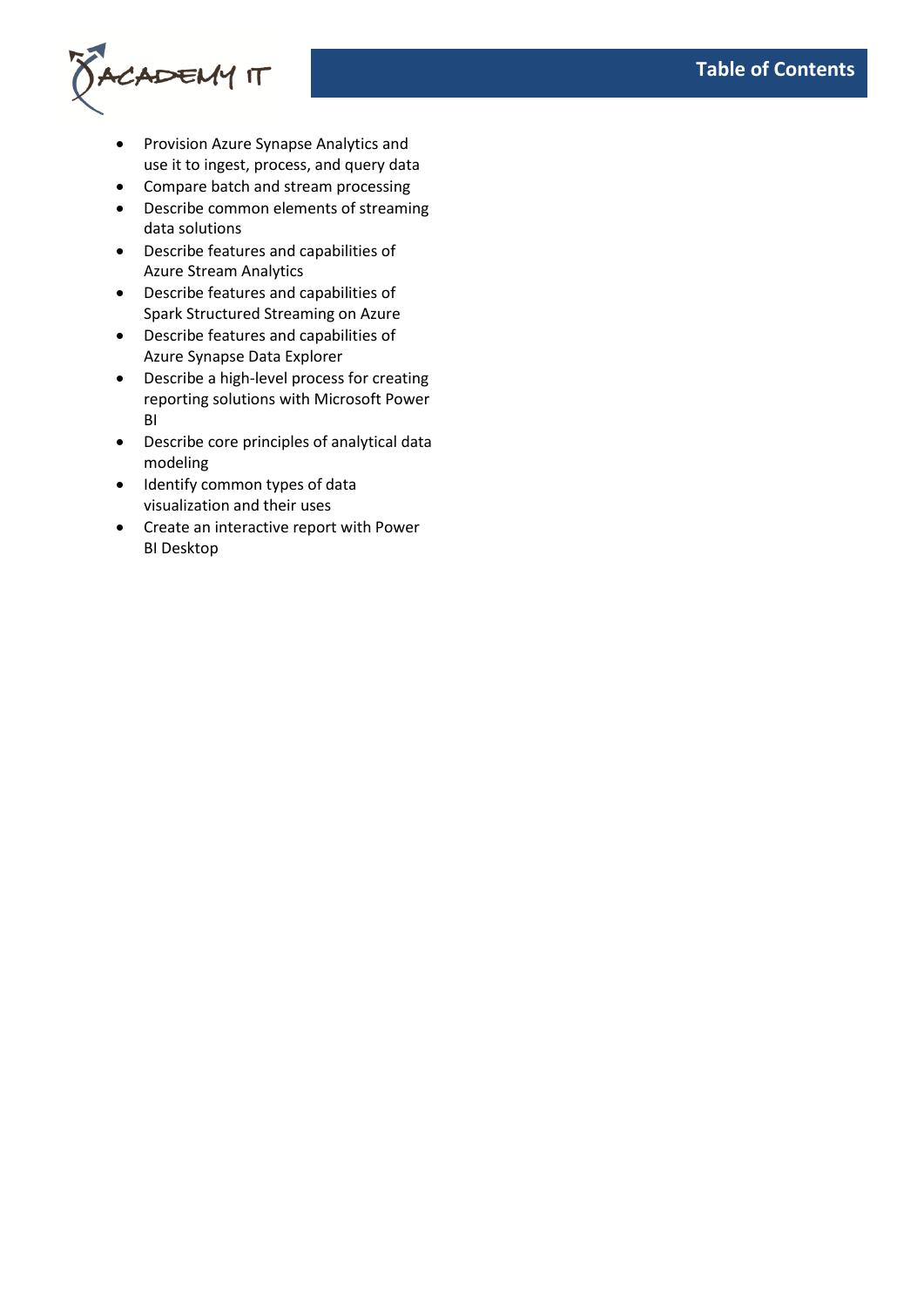- Provision Azure Synapse Analytics and use it to ingest, process, and query data
- Compare batch and stream processing
- Describe common elements of streaming data solutions
- Describe features and capabilities of Azure Stream Analytics
- Describe features and capabilities of Spark Structured Streaming on Azure
- Describe features and capabilities of Azure Synapse Data Explorer
- Describe a high-level process for creating reporting solutions with Microsoft Power BI
- Describe core principles of analytical data modeling
- Identify common types of data visualization and their uses
- Create an interactive report with Power BI Desktop